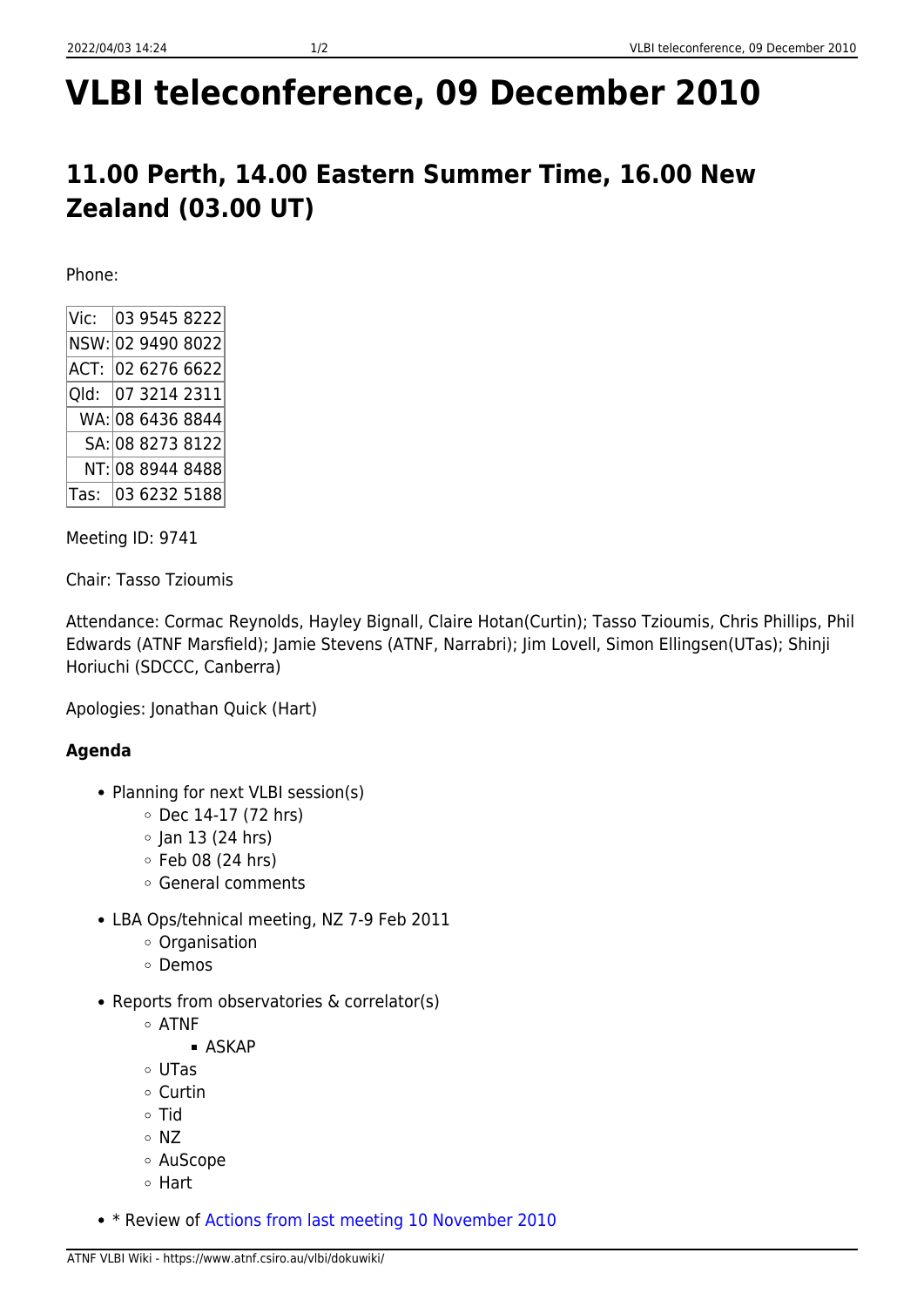# VLBI teleconference, 09 December 2010

## 11.00 Perth, 14.00 Eastern Summer Time, 16.00 New Zealand (03.00 UT)

Phone:

| | |
|---|---|
| Vic: | 03 9545 8222 |
| NSW: | 02 9490 8022 |
| ACT: | 02 6276 6622 |
| Qld: | 07 3214 2311 |
| WA: | 08 6436 8844 |
| SA: | 08 8273 8122 |
| NT: | 08 8944 8488 |
| Tas: | 03 6232 5188 |

Meeting ID: 9741

Chair: Tasso Tzioumis

Attendance: Cormac Reynolds, Hayley Bignall, Claire Hotan(Curtin); Tasso Tzioumis, Chris Phillips, Phil Edwards (ATNF Marsfield); Jamie Stevens (ATNF, Narrabri); Jim Lovell, Simon Ellingsen(UTas); Shinji Horiuchi (SDCCC, Canberra)

Apologies: Jonathan Quick (Hart)

### Agenda

- Planning for next VLBI session(s)
  - Dec 14-17 (72 hrs)
  - Jan 13 (24 hrs)
  - Feb 08 (24 hrs)
  - General comments
- LBA Ops/tehnical meeting, NZ 7-9 Feb 2011
  - Organisation
  - Demos
- Reports from observatories & correlator(s)
  - ATNF
    - ASKAP
  - UTas
  - Curtin
  - Tid
  - NZ
  - AuScope
  - Hart
- * Review of Actions from last meeting 10 November 2010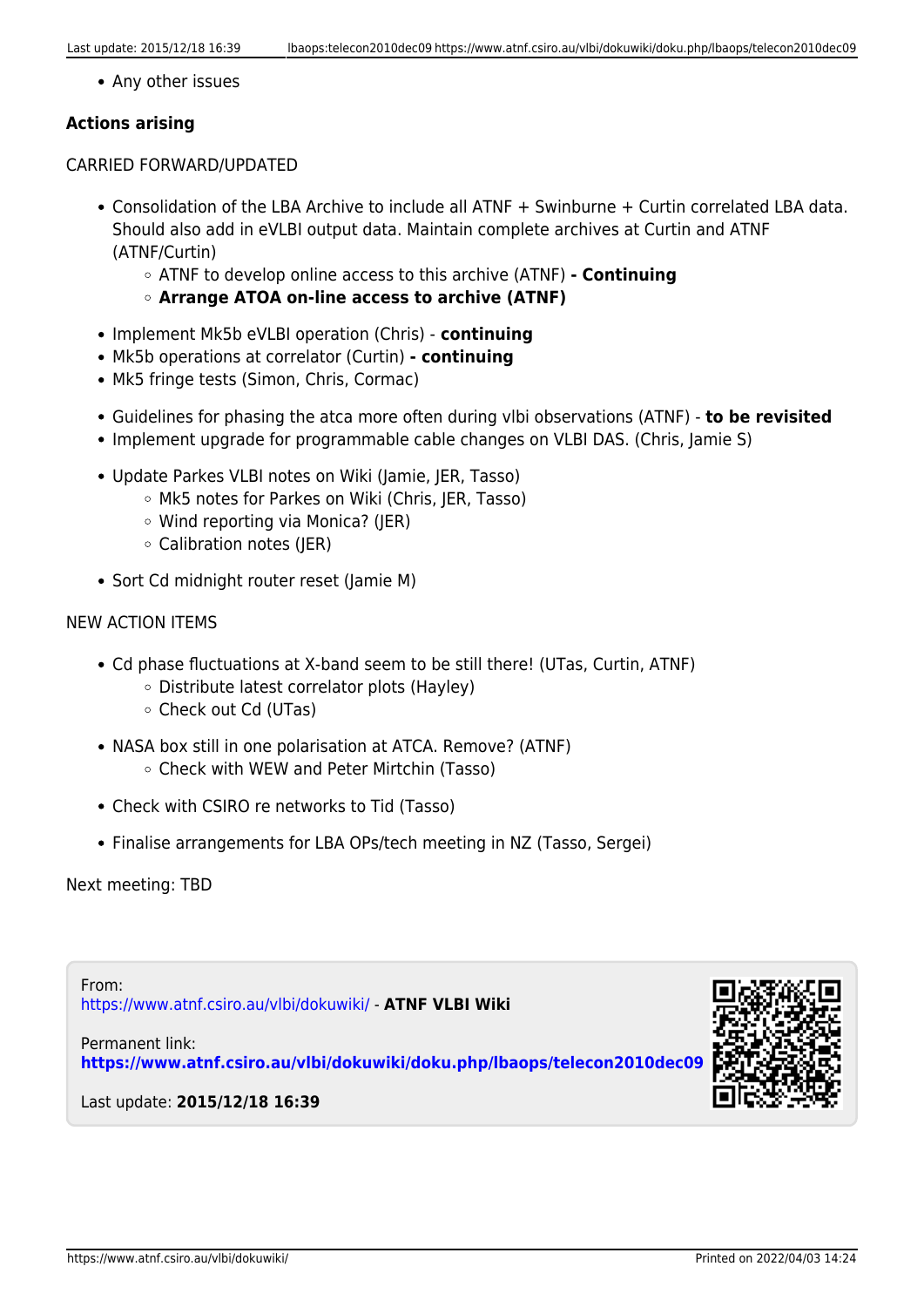- Any other issues

**Actions arising**

CARRIED FORWARD/UPDATED

- Consolidation of the LBA Archive to include all ATNF + Swinburne + Curtin correlated LBA data. Should also add in eVLBI output data. Maintain complete archives at Curtin and ATNF (ATNF/Curtin)
  - ATNF to develop online access to this archive (ATNF) **- Continuing**
  - **Arrange ATOA on-line access to archive (ATNF)**

- Implement Mk5b eVLBI operation (Chris) - **continuing**
- Mk5b operations at correlator (Curtin) **- continuing**
- Mk5 fringe tests (Simon, Chris, Cormac)

- Guidelines for phasing the atca more often during vlbi observations (ATNF) - **to be revisited**
- Implement upgrade for programmable cable changes on VLBI DAS. (Chris, Jamie S)

- Update Parkes VLBI notes on Wiki (Jamie, JER, Tasso)
  - Mk5 notes for Parkes on Wiki (Chris, JER, Tasso)
  - Wind reporting via Monica? (JER)
  - Calibration notes (JER)

- Sort Cd midnight router reset (Jamie M)

NEW ACTION ITEMS

- Cd phase fluctuations at X-band seem to be still there! (UTas, Curtin, ATNF)
  - Distribute latest correlator plots (Hayley)
  - Check out Cd (UTas)

- NASA box still in one polarisation at ATCA. Remove? (ATNF)
  - Check with WEW and Peter Mirtchin (Tasso)

- Check with CSIRO re networks to Tid (Tasso)

- Finalise arrangements for LBA OPs/tech meeting in NZ (Tasso, Sergei)

Next meeting: TBD

From:
https://www.atnf.csiro.au/vlbi/dokuwiki/ - **ATNF VLBI Wiki**

Permanent link:
**https://www.atnf.csiro.au/vlbi/dokuwiki/doku.php/lbaops/telecon2010dec09**

Last update: **2015/12/18 16:39**